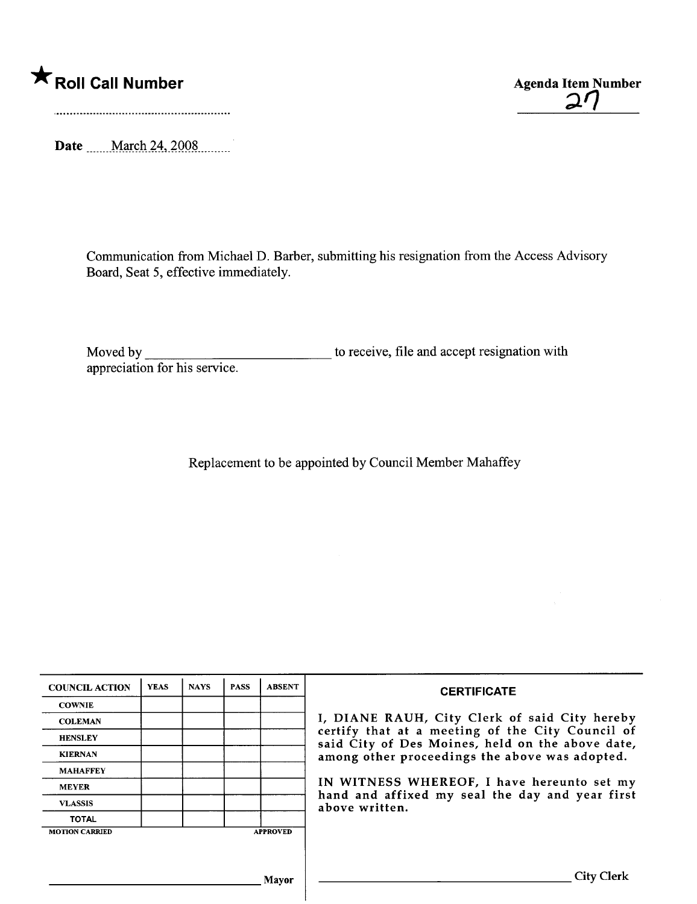★ **Roll Call Number**

..........................................................

**Agenda Item Number**

27

**Date** March 24, 2008

Communication from Michael D. Barber, submitting his resignation from the Access Advisory Board, Seat 5, effective immediately.

Moved by ____________________ to receive, file and accept resignation with appreciation for his service.

Replacement to be appointed by Council Member Mahaffey

| COUNCIL ACTION | YEAS | NAYS | PASS | ABSENT |
|---|---|---|---|---|
| COWNIE | | | | |
| COLEMAN | | | | |
| HENSLEY | | | | |
| KIERNAN | | | | |
| MAHAFFEY | | | | |
| MEYER | | | | |
| VLASSIS | | | | |
| TOTAL | | | | |
| MOTION CARRIED | | | | APPROVED |

______________________________ Mayor

**CERTIFICATE**

I, DIANE RAUH, City Clerk of said City hereby certify that at a meeting of the City Council of said City of Des Moines, held on the above date, among other proceedings the above was adopted.

IN WITNESS WHEREOF, I have hereunto set my hand and affixed my seal the day and year first above written.

______________________________ City Clerk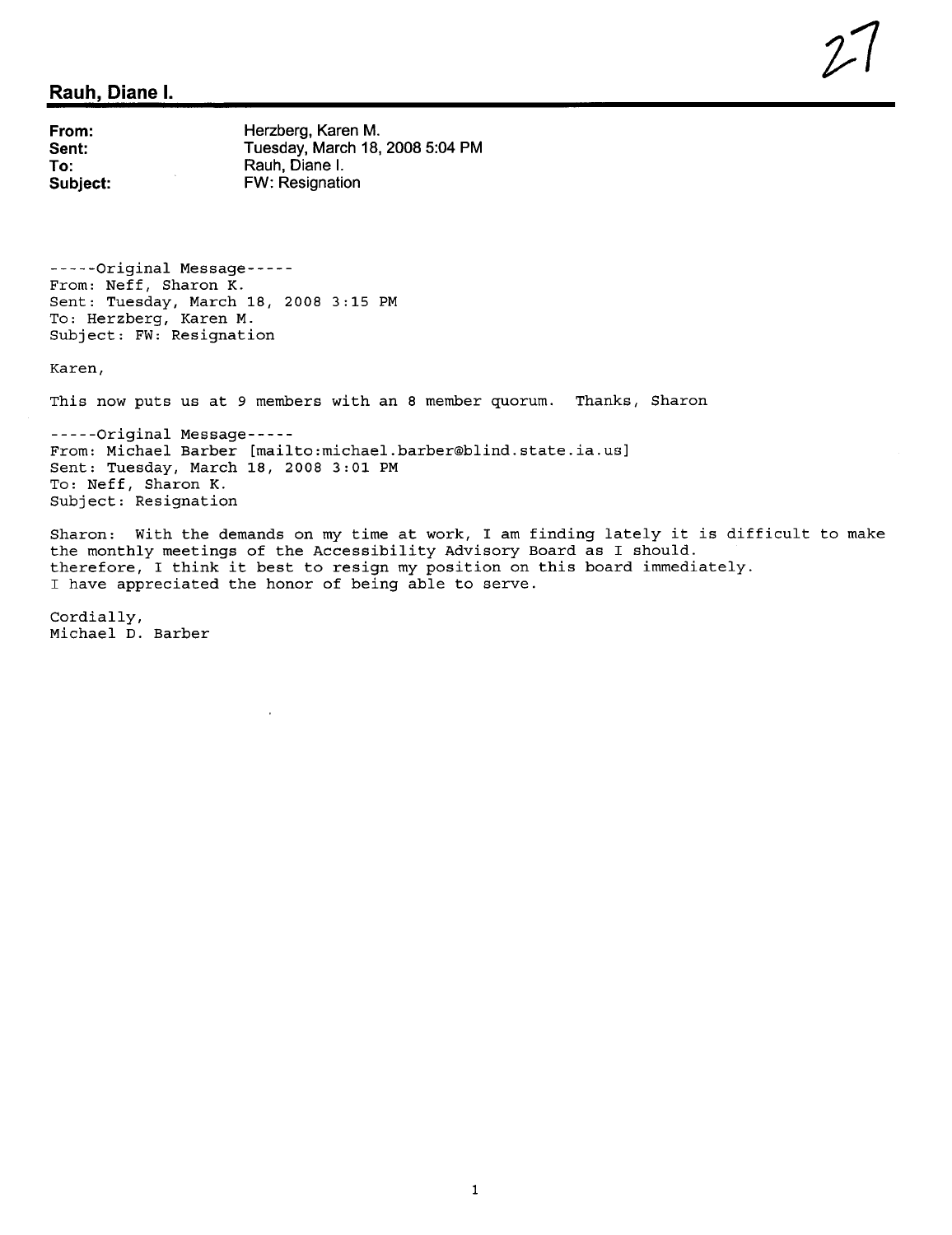27

## Rauh, Diane I.

**From:** Herzberg, Karen M.
**Sent:** Tuesday, March 18, 2008 5:04 PM
**To:** Rauh, Diane I.
**Subject:** FW: Resignation

-----Original Message-----
From: Neff, Sharon K.
Sent: Tuesday, March 18, 2008 3:15 PM
To: Herzberg, Karen M.
Subject: FW: Resignation

Karen,

This now puts us at 9 members with an 8 member quorum. Thanks, Sharon

-----Original Message-----
From: Michael Barber [mailto:michael.barber@blind.state.ia.us]
Sent: Tuesday, March 18, 2008 3:01 PM
To: Neff, Sharon K.
Subject: Resignation

Sharon: With the demands on my time at work, I am finding lately it is difficult to make the monthly meetings of the Accessibility Advisory Board as I should.
therefore, I think it best to resign my position on this board immediately.
I have appreciated the honor of being able to serve.

Cordially,
Michael D. Barber